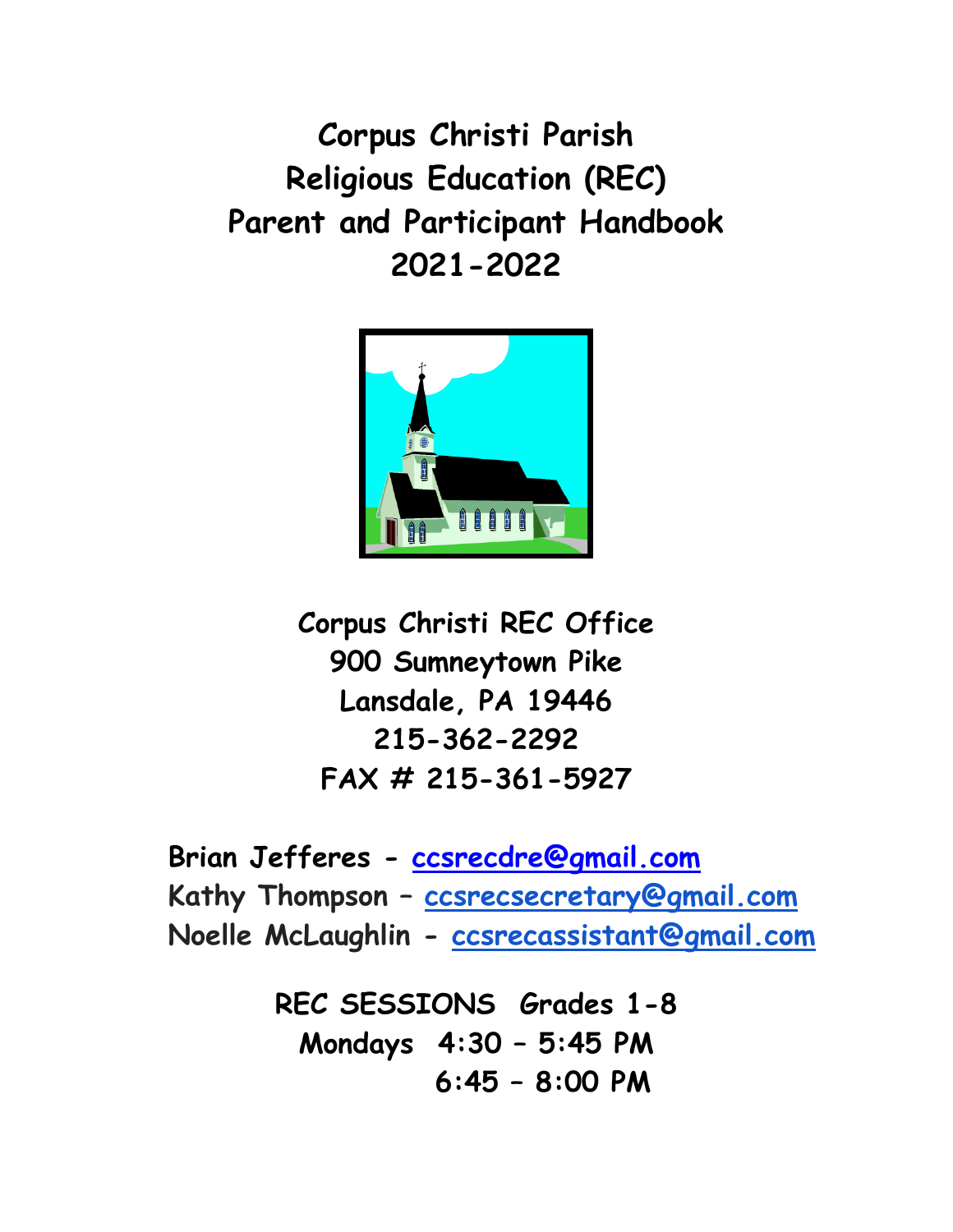# Corpus Christi Parish
# Religious Education (REC)
# Parent and Participant Handbook
# 2021-2022

**Corpus Christi REC Office**
**900 Sumneytown Pike**
**Lansdale, PA 19446**
**215-362-2292**
**FAX # 215-361-5927**

**Brian Jefferes - ccsrecdre@gmail.com**
**Kathy Thompson – ccsrecsecretary@gmail.com**
**Noelle McLaughlin - ccsrecassistant@gmail.com**

**REC SESSIONS Grades 1-8**
**Mondays 4:30 – 5:45 PM**
**6:45 – 8:00 PM**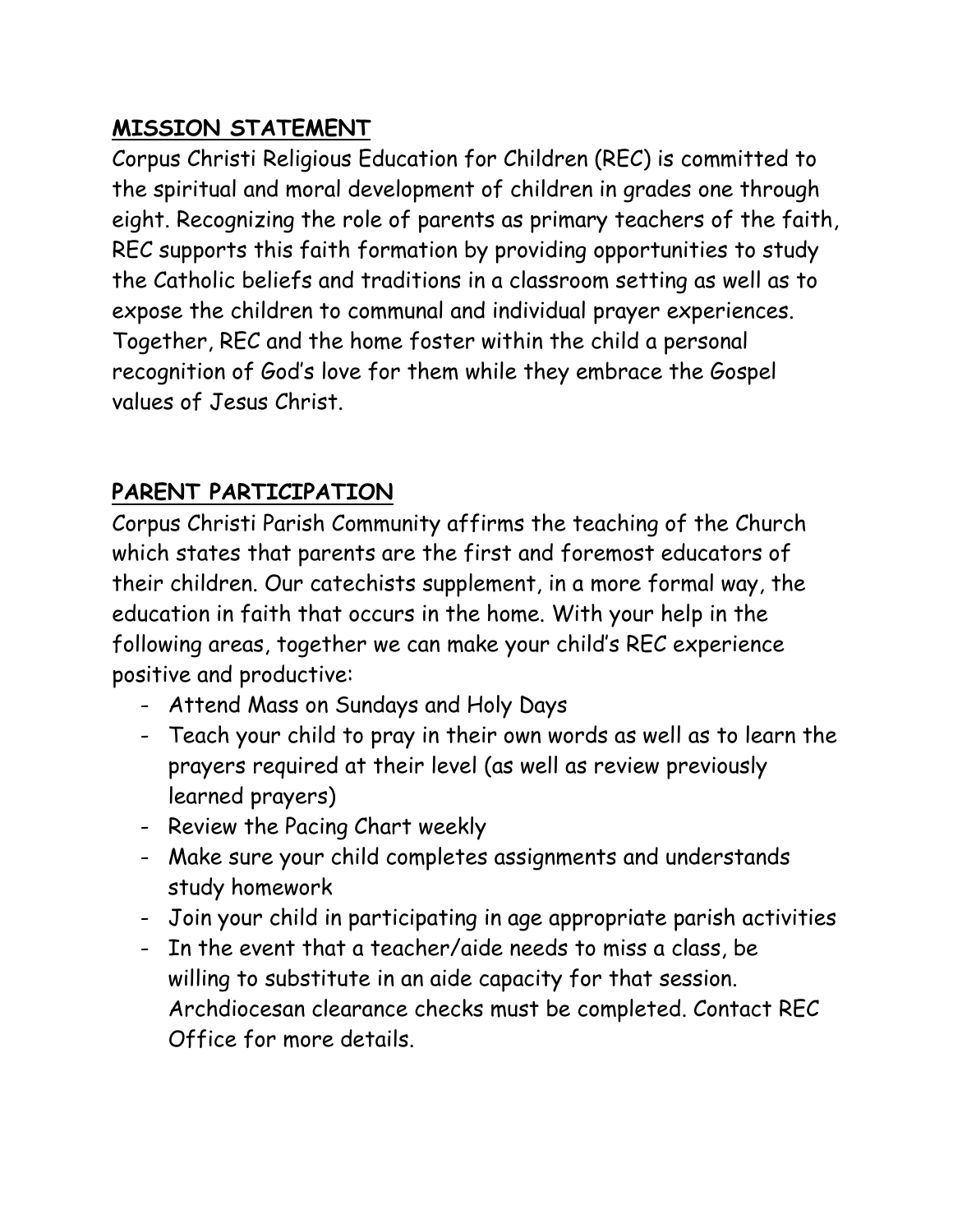## MISSION STATEMENT

Corpus Christi Religious Education for Children (REC) is committed to the spiritual and moral development of children in grades one through eight. Recognizing the role of parents as primary teachers of the faith, REC supports this faith formation by providing opportunities to study the Catholic beliefs and traditions in a classroom setting as well as to expose the children to communal and individual prayer experiences. Together, REC and the home foster within the child a personal recognition of God's love for them while they embrace the Gospel values of Jesus Christ.

## PARENT PARTICIPATION

Corpus Christi Parish Community affirms the teaching of the Church which states that parents are the first and foremost educators of their children. Our catechists supplement, in a more formal way, the education in faith that occurs in the home. With your help in the following areas, together we can make your child's REC experience positive and productive:

- Attend Mass on Sundays and Holy Days
- Teach your child to pray in their own words as well as to learn the prayers required at their level (as well as review previously learned prayers)
- Review the Pacing Chart weekly
- Make sure your child completes assignments and understands study homework
- Join your child in participating in age appropriate parish activities
- In the event that a teacher/aide needs to miss a class, be willing to substitute in an aide capacity for that session. Archdiocesan clearance checks must be completed. Contact REC Office for more details.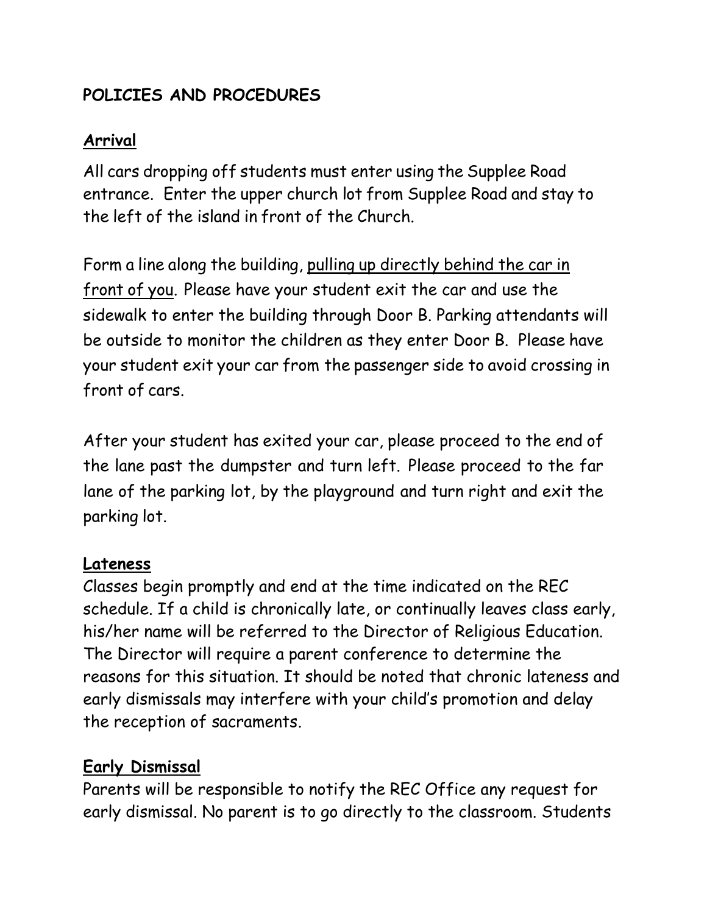## POLICIES AND PROCEDURES

### Arrival

All cars dropping off students must enter using the Supplee Road entrance. Enter the upper church lot from Supplee Road and stay to the left of the island in front of the Church.

Form a line along the building, <u>pulling up directly behind the car in front of you</u>. Please have your student exit the car and use the sidewalk to enter the building through Door B. Parking attendants will be outside to monitor the children as they enter Door B. Please have your student exit your car from the passenger side to avoid crossing in front of cars.

After your student has exited your car, please proceed to the end of the lane past the dumpster and turn left. Please proceed to the far lane of the parking lot, by the playground and turn right and exit the parking lot.

### Lateness

Classes begin promptly and end at the time indicated on the REC schedule. If a child is chronically late, or continually leaves class early, his/her name will be referred to the Director of Religious Education. The Director will require a parent conference to determine the reasons for this situation. It should be noted that chronic lateness and early dismissals may interfere with your child's promotion and delay the reception of sacraments.

### Early Dismissal

Parents will be responsible to notify the REC Office any request for early dismissal. No parent is to go directly to the classroom. Students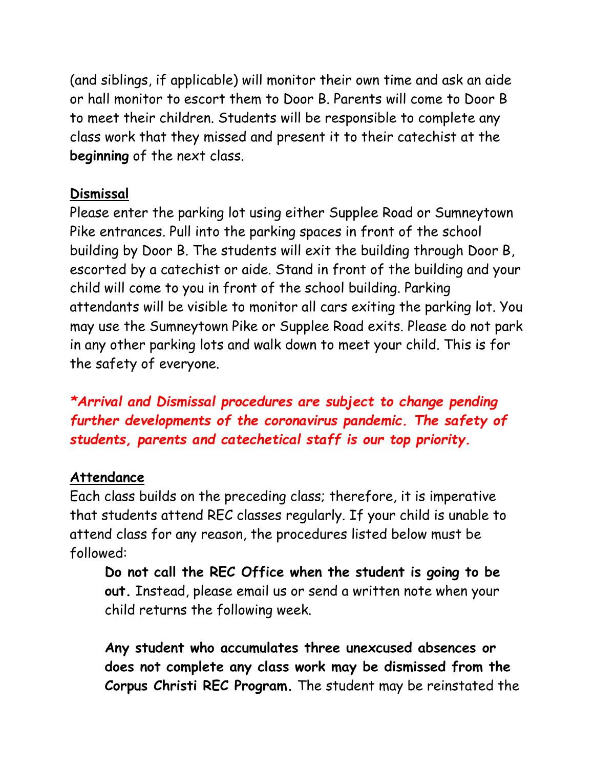(and siblings, if applicable) will monitor their own time and ask an aide or hall monitor to escort them to Door B. Parents will come to Door B to meet their children. Students will be responsible to complete any class work that they missed and present it to their catechist at the **beginning** of the next class.

## Dismissal

Please enter the parking lot using either Supplee Road or Sumneytown Pike entrances. Pull into the parking spaces in front of the school building by Door B. The students will exit the building through Door B, escorted by a catechist or aide. Stand in front of the building and your child will come to you in front of the school building. Parking attendants will be visible to monitor all cars exiting the parking lot. You may use the Sumneytown Pike or Supplee Road exits. Please do not park in any other parking lots and walk down to meet your child. This is for the safety of everyone.

***Arrival and Dismissal procedures are subject to change pending further developments of the coronavirus pandemic. The safety of students, parents and catechetical staff is our top priority.***

## Attendance

Each class builds on the preceding class; therefore, it is imperative that students attend REC classes regularly. If your child is unable to attend class for any reason, the procedures listed below must be followed:

> **Do not call the REC Office when the student is going to be out.** Instead, please email us or send a written note when your child returns the following week.
>
> **Any student who accumulates three unexcused absences or does not complete any class work may be dismissed from the Corpus Christi REC Program.** The student may be reinstated the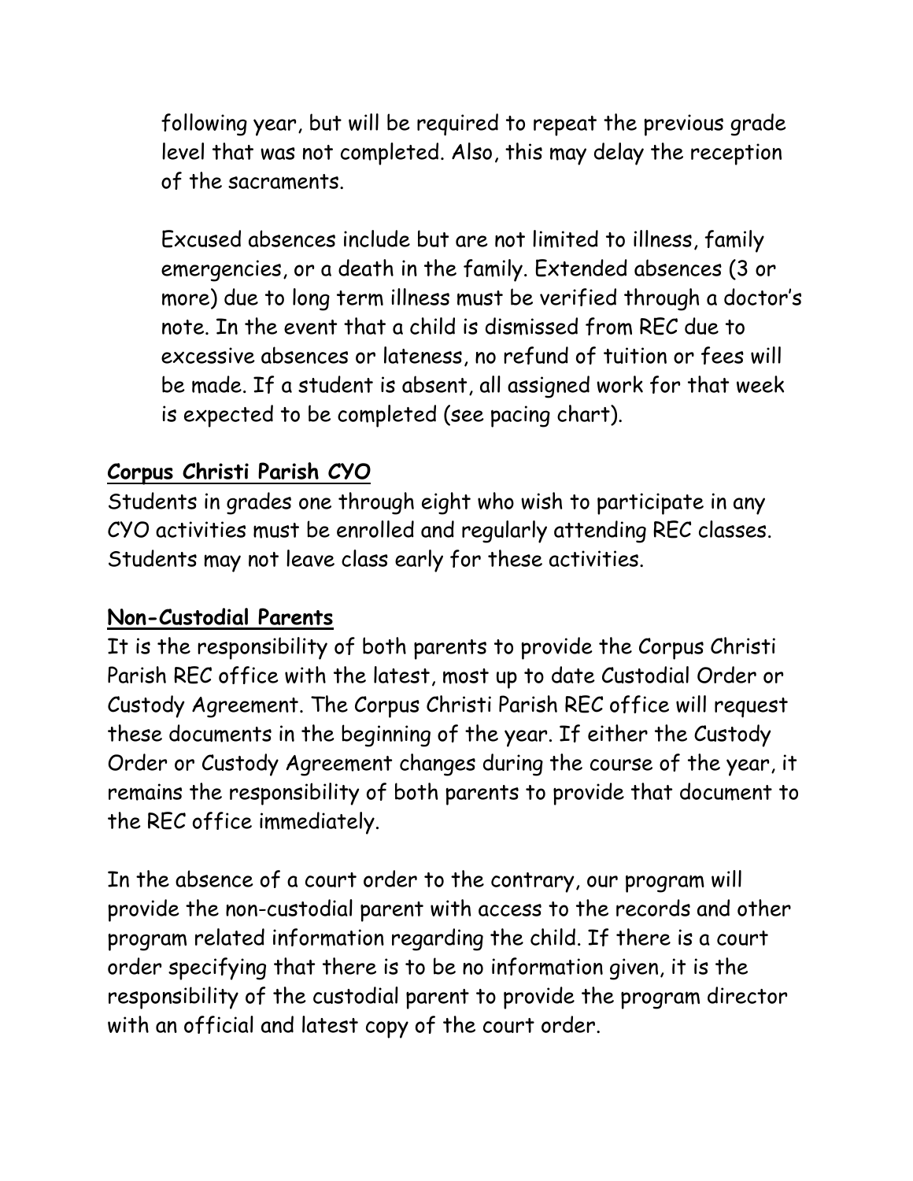following year, but will be required to repeat the previous grade level that was not completed. Also, this may delay the reception of the sacraments.

Excused absences include but are not limited to illness, family emergencies, or a death in the family. Extended absences (3 or more) due to long term illness must be verified through a doctor's note. In the event that a child is dismissed from REC due to excessive absences or lateness, no refund of tuition or fees will be made. If a student is absent, all assigned work for that week is expected to be completed (see pacing chart).

**Corpus Christi Parish CYO**

Students in grades one through eight who wish to participate in any CYO activities must be enrolled and regularly attending REC classes. Students may not leave class early for these activities.

**Non-Custodial Parents**

It is the responsibility of both parents to provide the Corpus Christi Parish REC office with the latest, most up to date Custodial Order or Custody Agreement. The Corpus Christi Parish REC office will request these documents in the beginning of the year. If either the Custody Order or Custody Agreement changes during the course of the year, it remains the responsibility of both parents to provide that document to the REC office immediately.

In the absence of a court order to the contrary, our program will provide the non-custodial parent with access to the records and other program related information regarding the child. If there is a court order specifying that there is to be no information given, it is the responsibility of the custodial parent to provide the program director with an official and latest copy of the court order.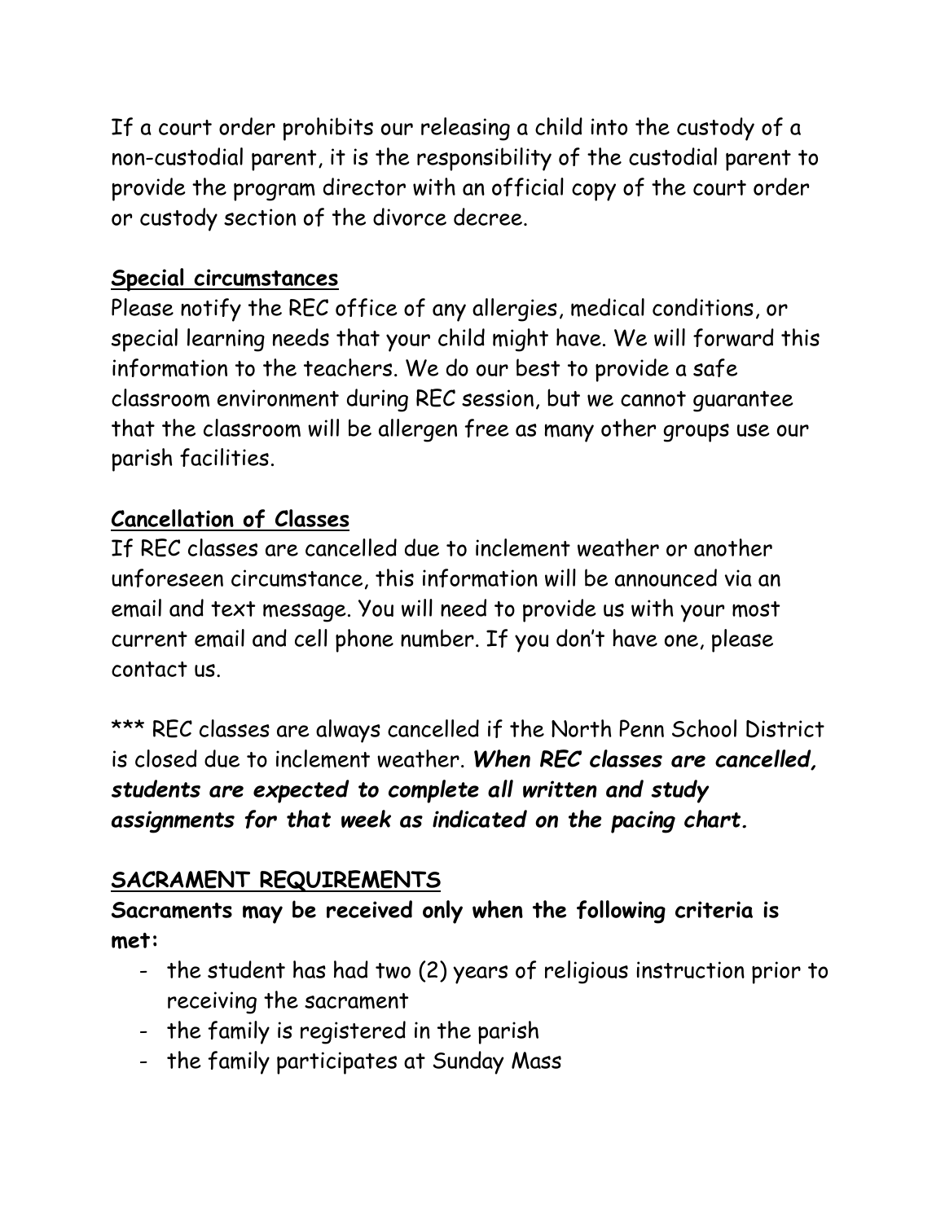If a court order prohibits our releasing a child into the custody of a non-custodial parent, it is the responsibility of the custodial parent to provide the program director with an official copy of the court order or custody section of the divorce decree.

## Special circumstances

Please notify the REC office of any allergies, medical conditions, or special learning needs that your child might have. We will forward this information to the teachers. We do our best to provide a safe classroom environment during REC session, but we cannot guarantee that the classroom will be allergen free as many other groups use our parish facilities.

## Cancellation of Classes

If REC classes are cancelled due to inclement weather or another unforeseen circumstance, this information will be announced via an email and text message. You will need to provide us with your most current email and cell phone number. If you don't have one, please contact us.

*** REC classes are always cancelled if the North Penn School District is closed due to inclement weather. ***When REC classes are cancelled, students are expected to complete all written and study assignments for that week as indicated on the pacing chart.***

## SACRAMENT REQUIREMENTS

**Sacraments may be received only when the following criteria is met:**

- the student has had two (2) years of religious instruction prior to receiving the sacrament
- the family is registered in the parish
- the family participates at Sunday Mass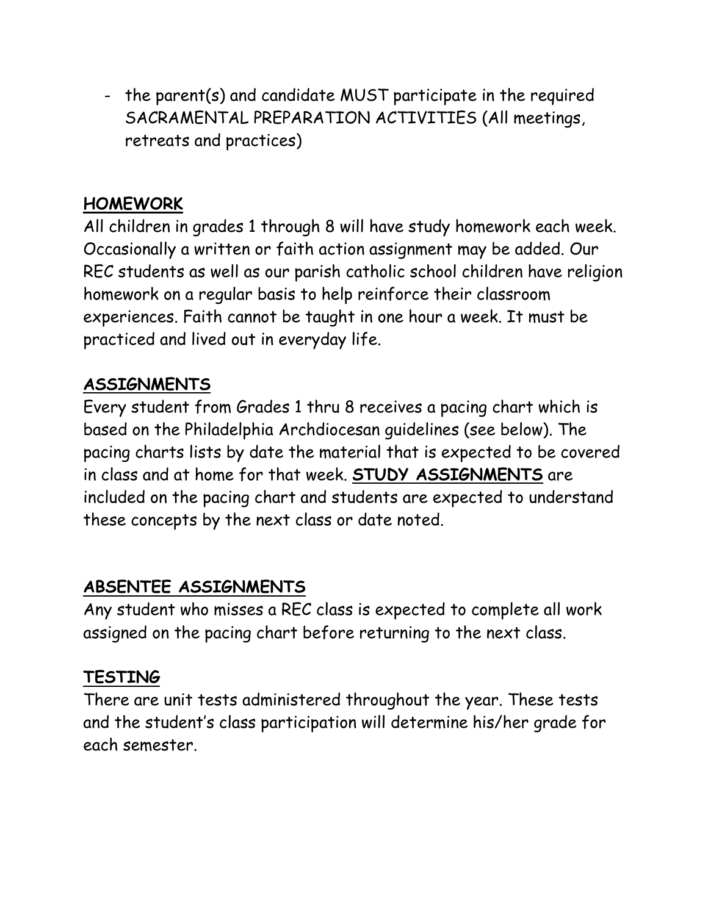- the parent(s) and candidate MUST participate in the required SACRAMENTAL PREPARATION ACTIVITIES (All meetings, retreats and practices)

## HOMEWORK

All children in grades 1 through 8 will have study homework each week. Occasionally a written or faith action assignment may be added. Our REC students as well as our parish catholic school children have religion homework on a regular basis to help reinforce their classroom experiences. Faith cannot be taught in one hour a week. It must be practiced and lived out in everyday life.

## ASSIGNMENTS

Every student from Grades 1 thru 8 receives a pacing chart which is based on the Philadelphia Archdiocesan guidelines (see below). The pacing charts lists by date the material that is expected to be covered in class and at home for that week. **STUDY ASSIGNMENTS** are included on the pacing chart and students are expected to understand these concepts by the next class or date noted.

## ABSENTEE ASSIGNMENTS

Any student who misses a REC class is expected to complete all work assigned on the pacing chart before returning to the next class.

## TESTING

There are unit tests administered throughout the year. These tests and the student's class participation will determine his/her grade for each semester.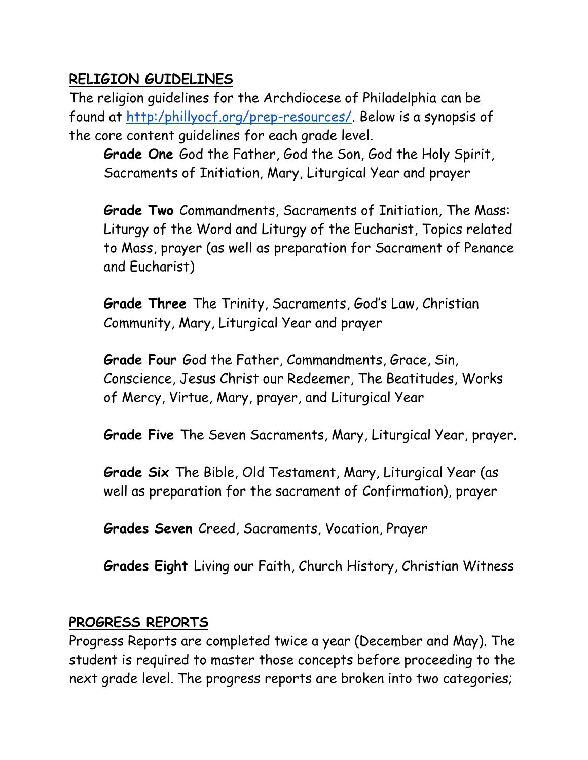## RELIGION GUIDELINES

The religion guidelines for the Archdiocese of Philadelphia can be found at [http:/phillyocf.org/prep-resources/](http:/phillyocf.org/prep-resources/). Below is a synopsis of the core content guidelines for each grade level.

**Grade One** God the Father, God the Son, God the Holy Spirit, Sacraments of Initiation, Mary, Liturgical Year and prayer

**Grade Two** Commandments, Sacraments of Initiation, The Mass: Liturgy of the Word and Liturgy of the Eucharist, Topics related to Mass, prayer (as well as preparation for Sacrament of Penance and Eucharist)

**Grade Three** The Trinity, Sacraments, God's Law, Christian Community, Mary, Liturgical Year and prayer

**Grade Four** God the Father, Commandments, Grace, Sin, Conscience, Jesus Christ our Redeemer, The Beatitudes, Works of Mercy, Virtue, Mary, prayer, and Liturgical Year

**Grade Five** The Seven Sacraments, Mary, Liturgical Year, prayer.

**Grade Six** The Bible, Old Testament, Mary, Liturgical Year (as well as preparation for the sacrament of Confirmation), prayer

**Grades Seven** Creed, Sacraments, Vocation, Prayer

**Grades Eight** Living our Faith, Church History, Christian Witness

## PROGRESS REPORTS

Progress Reports are completed twice a year (December and May). The student is required to master those concepts before proceeding to the next grade level. The progress reports are broken into two categories;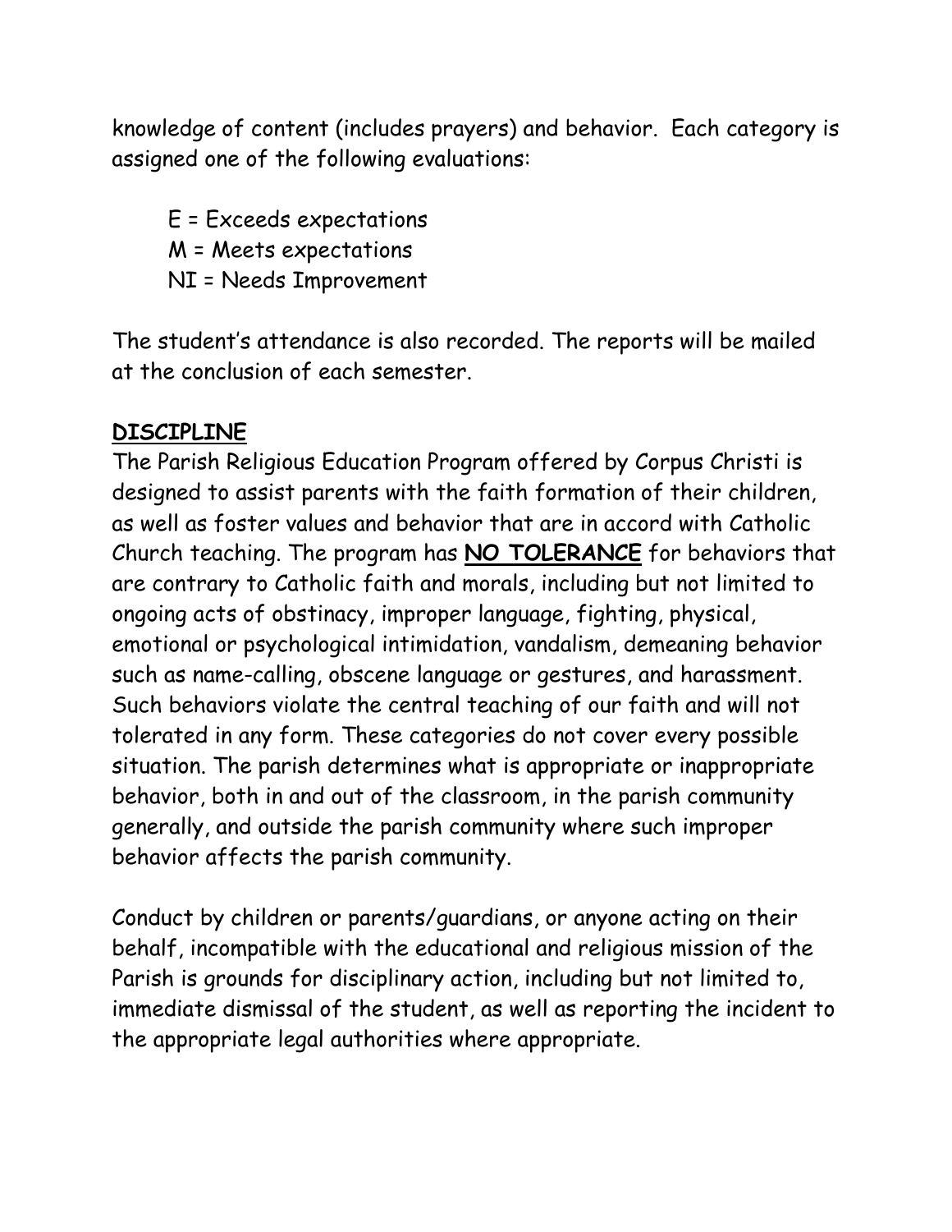knowledge of content (includes prayers) and behavior. Each category is assigned one of the following evaluations:

E = Exceeds expectations
M = Meets expectations
NI = Needs Improvement

The student's attendance is also recorded. The reports will be mailed at the conclusion of each semester.

## DISCIPLINE

The Parish Religious Education Program offered by Corpus Christi is designed to assist parents with the faith formation of their children, as well as foster values and behavior that are in accord with Catholic Church teaching. The program has **NO TOLERANCE** for behaviors that are contrary to Catholic faith and morals, including but not limited to ongoing acts of obstinacy, improper language, fighting, physical, emotional or psychological intimidation, vandalism, demeaning behavior such as name-calling, obscene language or gestures, and harassment. Such behaviors violate the central teaching of our faith and will not tolerated in any form. These categories do not cover every possible situation. The parish determines what is appropriate or inappropriate behavior, both in and out of the classroom, in the parish community generally, and outside the parish community where such improper behavior affects the parish community.

Conduct by children or parents/guardians, or anyone acting on their behalf, incompatible with the educational and religious mission of the Parish is grounds for disciplinary action, including but not limited to, immediate dismissal of the student, as well as reporting the incident to the appropriate legal authorities where appropriate.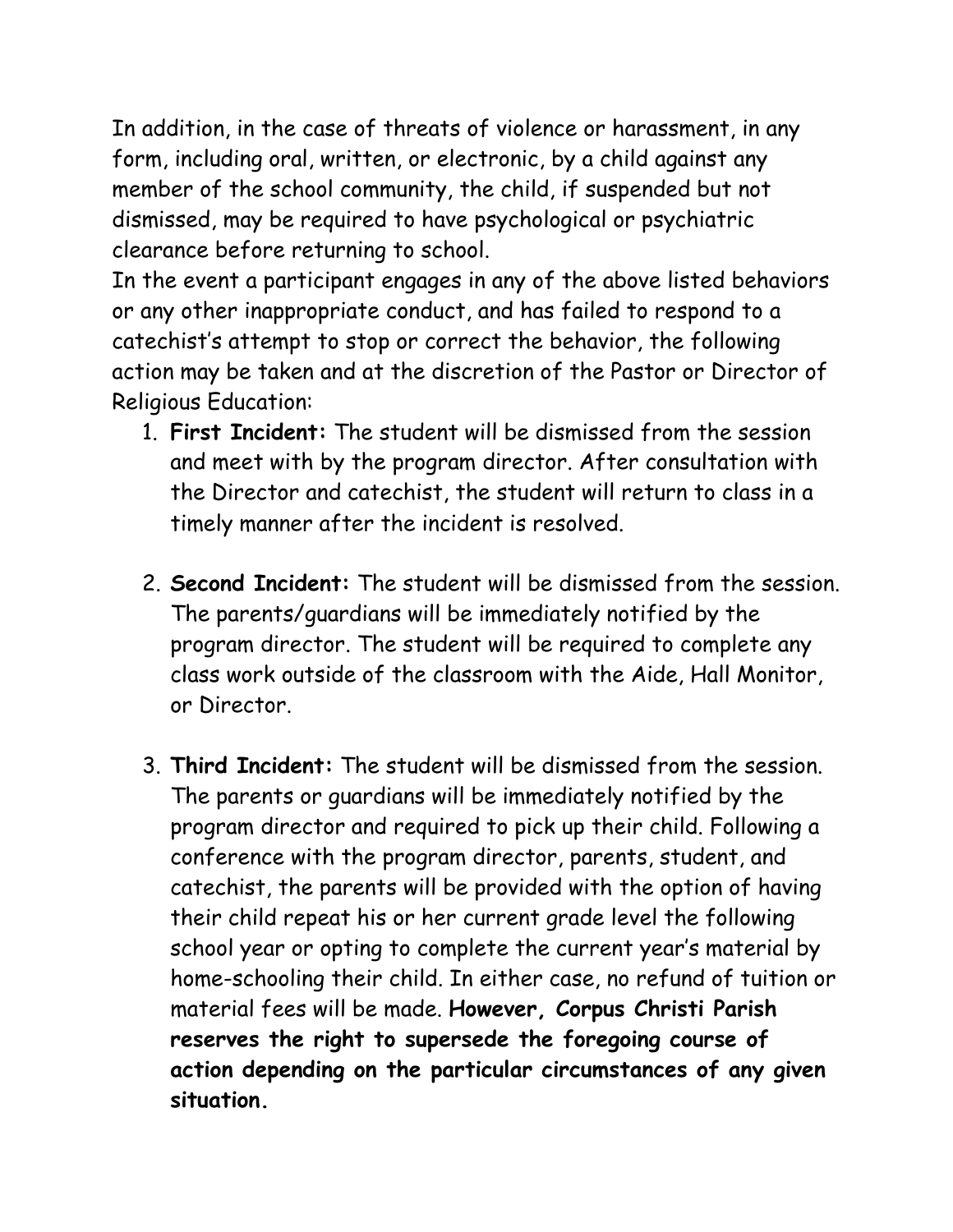In addition, in the case of threats of violence or harassment, in any form, including oral, written, or electronic, by a child against any member of the school community, the child, if suspended but not dismissed, may be required to have psychological or psychiatric clearance before returning to school.
In the event a participant engages in any of the above listed behaviors or any other inappropriate conduct, and has failed to respond to a catechist's attempt to stop or correct the behavior, the following action may be taken and at the discretion of the Pastor or Director of Religious Education:

1. **First Incident:** The student will be dismissed from the session and meet with by the program director. After consultation with the Director and catechist, the student will return to class in a timely manner after the incident is resolved.

2. **Second Incident:** The student will be dismissed from the session. The parents/guardians will be immediately notified by the program director. The student will be required to complete any class work outside of the classroom with the Aide, Hall Monitor, or Director.

3. **Third Incident:** The student will be dismissed from the session. The parents or guardians will be immediately notified by the program director and required to pick up their child. Following a conference with the program director, parents, student, and catechist, the parents will be provided with the option of having their child repeat his or her current grade level the following school year or opting to complete the current year's material by home-schooling their child. In either case, no refund of tuition or material fees will be made. **However, Corpus Christi Parish reserves the right to supersede the foregoing course of action depending on the particular circumstances of any given situation.**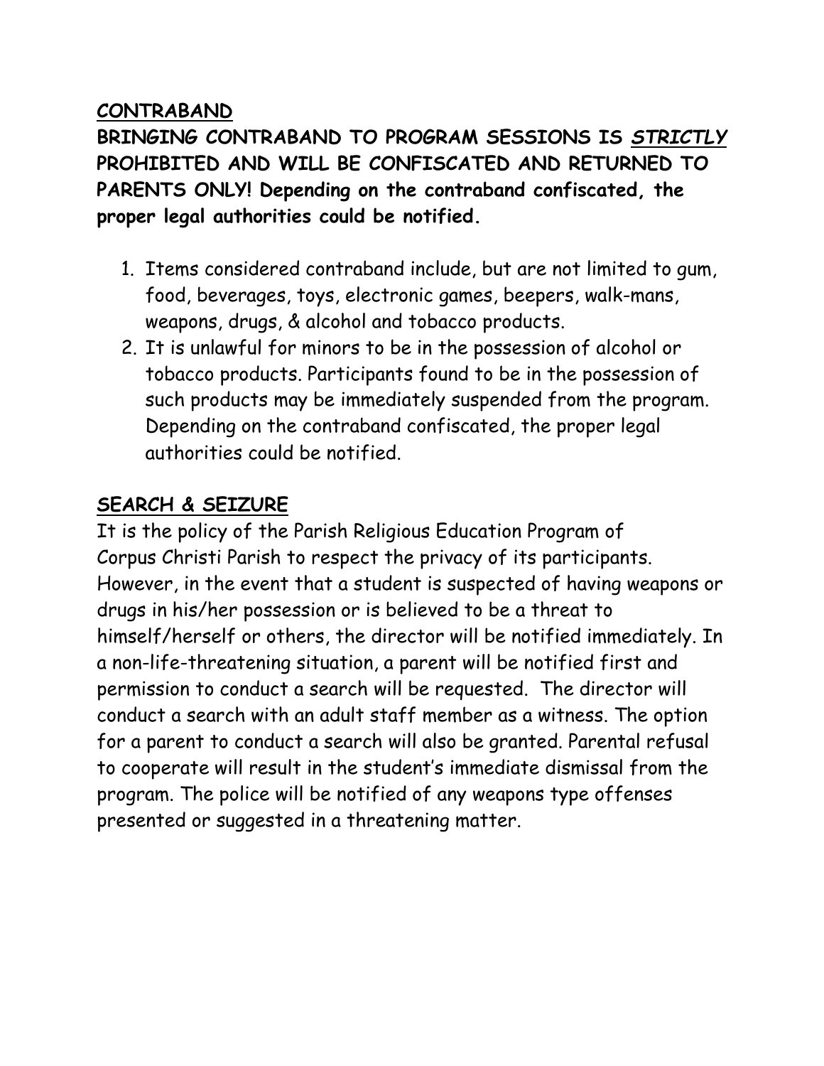## CONTRABAND

**BRINGING CONTRABAND TO PROGRAM SESSIONS IS *STRICTLY* PROHIBITED AND WILL BE CONFISCATED AND RETURNED TO PARENTS ONLY! Depending on the contraband confiscated, the proper legal authorities could be notified.**

1. Items considered contraband include, but are not limited to gum, food, beverages, toys, electronic games, beepers, walk-mans, weapons, drugs, & alcohol and tobacco products.
2. It is unlawful for minors to be in the possession of alcohol or tobacco products. Participants found to be in the possession of such products may be immediately suspended from the program. Depending on the contraband confiscated, the proper legal authorities could be notified.

## SEARCH & SEIZURE

It is the policy of the Parish Religious Education Program of Corpus Christi Parish to respect the privacy of its participants. However, in the event that a student is suspected of having weapons or drugs in his/her possession or is believed to be a threat to himself/herself or others, the director will be notified immediately. In a non-life-threatening situation, a parent will be notified first and permission to conduct a search will be requested. The director will conduct a search with an adult staff member as a witness. The option for a parent to conduct a search will also be granted. Parental refusal to cooperate will result in the student's immediate dismissal from the program. The police will be notified of any weapons type offenses presented or suggested in a threatening matter.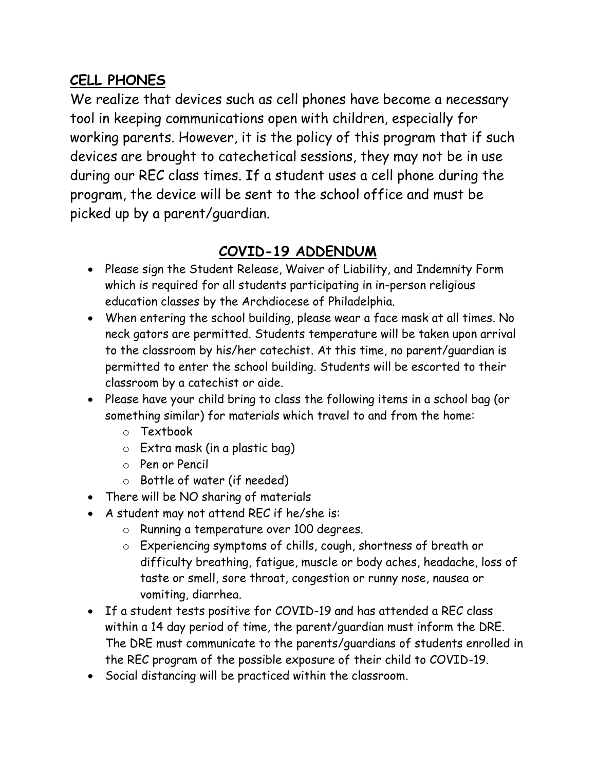## CELL PHONES

We realize that devices such as cell phones have become a necessary tool in keeping communications open with children, especially for working parents. However, it is the policy of this program that if such devices are brought to catechetical sessions, they may not be in use during our REC class times. If a student uses a cell phone during the program, the device will be sent to the school office and must be picked up by a parent/guardian.

## COVID-19 ADDENDUM

- Please sign the Student Release, Waiver of Liability, and Indemnity Form which is required for all students participating in in-person religious education classes by the Archdiocese of Philadelphia.
- When entering the school building, please wear a face mask at all times. No neck gators are permitted. Students temperature will be taken upon arrival to the classroom by his/her catechist. At this time, no parent/guardian is permitted to enter the school building. Students will be escorted to their classroom by a catechist or aide.
- Please have your child bring to class the following items in a school bag (or something similar) for materials which travel to and from the home:
  - Textbook
  - Extra mask (in a plastic bag)
  - Pen or Pencil
  - Bottle of water (if needed)
- There will be NO sharing of materials
- A student may not attend REC if he/she is:
  - Running a temperature over 100 degrees.
  - Experiencing symptoms of chills, cough, shortness of breath or difficulty breathing, fatigue, muscle or body aches, headache, loss of taste or smell, sore throat, congestion or runny nose, nausea or vomiting, diarrhea.
- If a student tests positive for COVID-19 and has attended a REC class within a 14 day period of time, the parent/guardian must inform the DRE. The DRE must communicate to the parents/guardians of students enrolled in the REC program of the possible exposure of their child to COVID-19.
- Social distancing will be practiced within the classroom.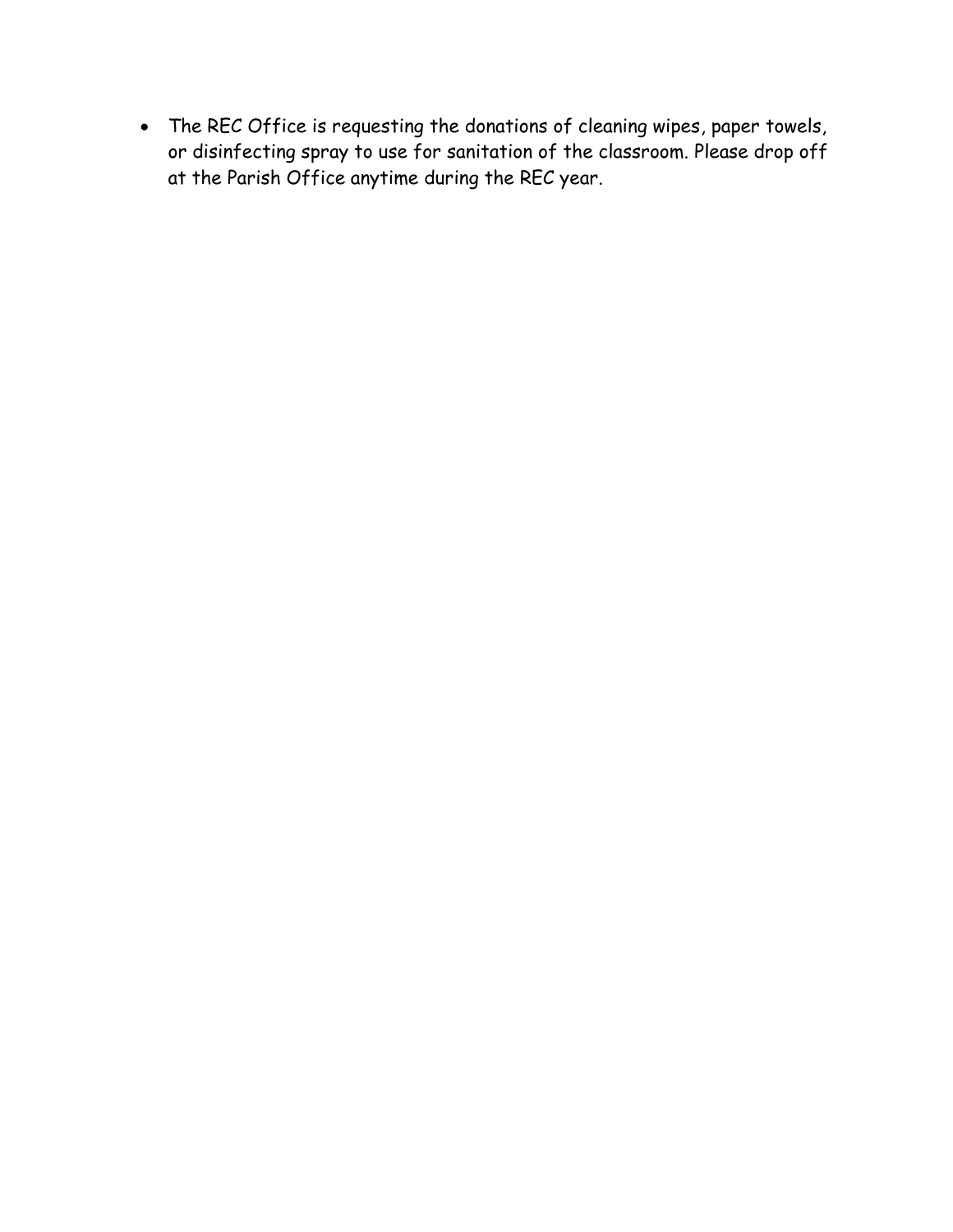- The REC Office is requesting the donations of cleaning wipes, paper towels, or disinfecting spray to use for sanitation of the classroom. Please drop off at the Parish Office anytime during the REC year.